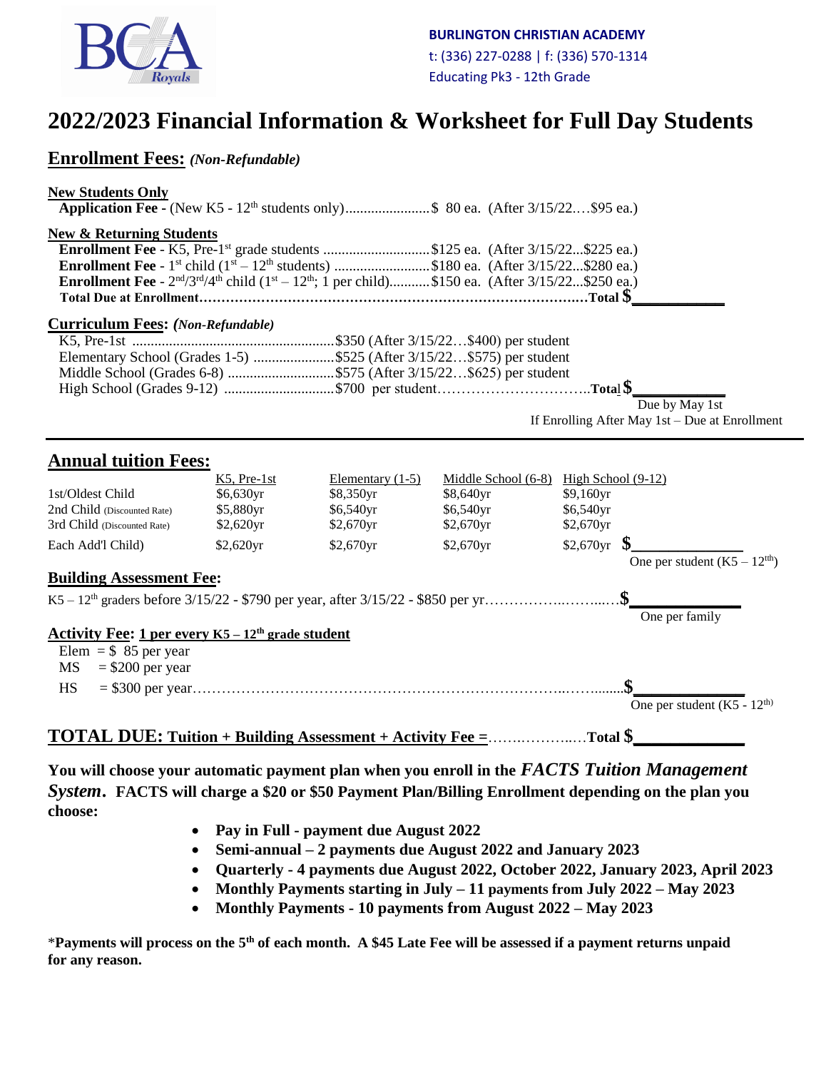**BURLINGTON CHRISTIAN ACADEMY**
t: (336) 227-0288 | f: (336) 570-1314
Educating Pk3 - 12th Grade

# 2022/2023 Financial Information & Worksheet for Full Day Students

## Enrollment Fees: *(Non-Refundable)*

**New Students Only**

**Application Fee** - (New K5 - 12th students only).......................$ 80 ea. (After 3/15/22.…$95 ea.)

**New & Returning Students**

**Enrollment Fee** - K5, Pre-1st grade students .............................$125 ea. (After 3/15/22...$225 ea.)
**Enrollment Fee** - 1st child (1st – 12th students) ..........................$180 ea. (After 3/15/22...$280 ea.)
**Enrollment Fee** - 2nd/3rd/4th child (1st – 12th; 1 per child)...........$150 ea. (After 3/15/22...$250 ea.)
**Total Due at Enrollment……………………………………………………………………………Total $____________**

## Curriculum Fees: *(Non-Refundable)*

K5, Pre-1st .......................................................$350 (After 3/15/22…$400) per student
Elementary School (Grades 1-5) ......................$525 (After 3/15/22…$575) per student
Middle School (Grades 6-8) .............................$575 (After 3/15/22…$625) per student
High School (Grades 9-12) .............................$700 per student…………………………..**Total $____________**

Due by May 1st
If Enrolling After May 1st – Due at Enrollment

---

## Annual tuition Fees:

| | K5, Pre-1st | Elementary (1-5) | Middle School (6-8) | High School (9-12) |
|---|---|---|---|---|
| 1st/Oldest Child | $6,630yr | $8,350yr | $8,640yr | $9,160yr |
| 2nd Child (Discounted Rate) | $5,880yr | $6,540yr | $6,540yr | $6,540yr |
| 3rd Child (Discounted Rate) | $2,620yr | $2,670yr | $2,670yr | $2,670yr |
| Each Add'l Child) | $2,620yr | $2,670yr | $2,670yr | $2,670yr **$____________** |

One per student (K5 – 12th)

## Building Assessment Fee:

K5 – 12th graders before 3/15/22 - $790 per year, after 3/15/22 - $850 per yr……………..……...…**$____________**

One per family

## Activity Fee: 1 per every K5 – 12th grade student

Elem = $ 85 per year
MS = $200 per year
HS = $300 per year…………………………………………………………………..……........**$____________**

One per student (K5 - 12th)

## TOTAL DUE: Tuition + Building Assessment + Activity Fee =…….………..…Total $____________

**You will choose your automatic payment plan when you enroll in the *FACTS Tuition Management System*. FACTS will charge a $20 or $50 Payment Plan/Billing Enrollment depending on the plan you choose:**

- **Pay in Full - payment due August 2022**
- **Semi-annual – 2 payments due August 2022 and January 2023**
- **Quarterly - 4 payments due August 2022, October 2022, January 2023, April 2023**
- **Monthly Payments starting in July – 11 payments from July 2022 – May 2023**
- **Monthly Payments - 10 payments from August 2022 – May 2023**

\***Payments will process on the 5th of each month. A $45 Late Fee will be assessed if a payment returns unpaid for any reason.**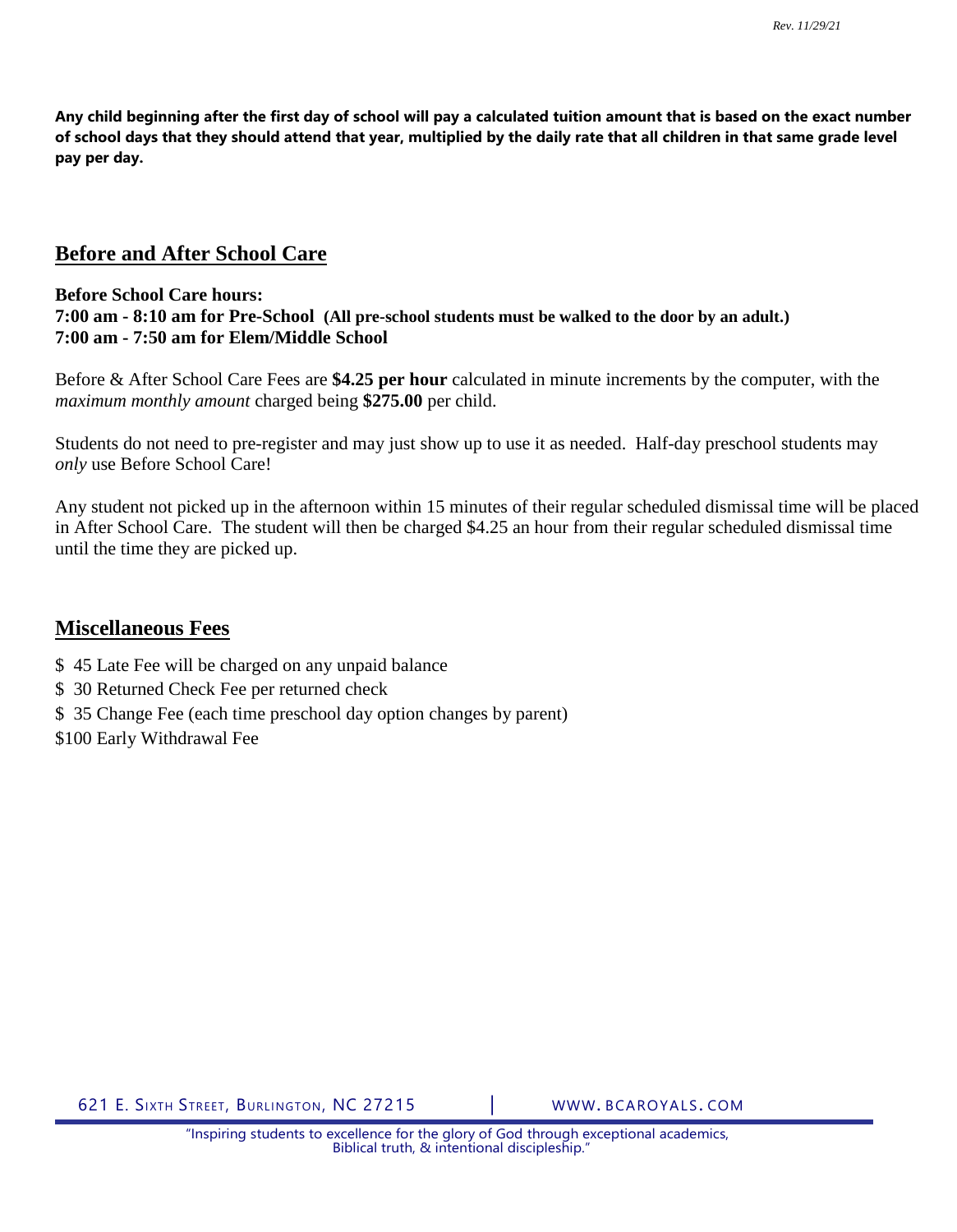**Any child beginning after the first day of school will pay a calculated tuition amount that is based on the exact number of school days that they should attend that year, multiplied by the daily rate that all children in that same grade level pay per day.**

## Before and After School Care

**Before School Care hours:**
**7:00 am - 8:10 am for Pre-School (All pre-school students must be walked to the door by an adult.)**
**7:00 am - 7:50 am for Elem/Middle School**

Before & After School Care Fees are **$4.25 per hour** calculated in minute increments by the computer, with the *maximum monthly amount* charged being **$275.00** per child.

Students do not need to pre-register and may just show up to use it as needed. Half-day preschool students may *only* use Before School Care!

Any student not picked up in the afternoon within 15 minutes of their regular scheduled dismissal time will be placed in After School Care. The student will then be charged $4.25 an hour from their regular scheduled dismissal time until the time they are picked up.

## Miscellaneous Fees

$ 45 Late Fee will be charged on any unpaid balance
$ 30 Returned Check Fee per returned check
$ 35 Change Fee (each time preschool day option changes by parent)
$100 Early Withdrawal Fee